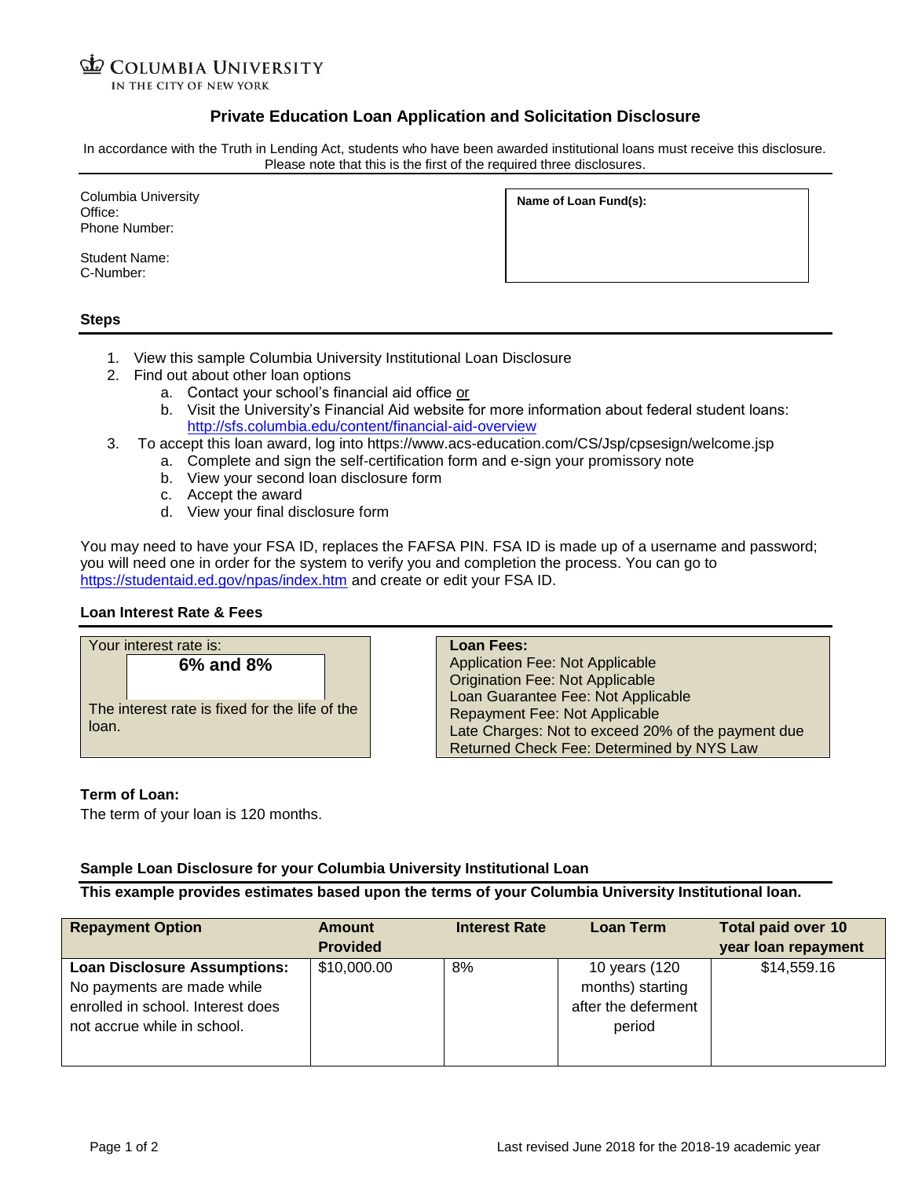COLUMBIA UNIVERSITY
IN THE CITY OF NEW YORK

# Private Education Loan Application and Solicitation Disclosure

In accordance with the Truth in Lending Act, students who have been awarded institutional loans must receive this disclosure. Please note that this is the first of the required three disclosures.

Columbia University
Office:
Phone Number:

Student Name:
C-Number:

**Name of Loan Fund(s):**

## Steps

1. View this sample Columbia University Institutional Loan Disclosure
2. Find out about other loan options
   a. Contact your school's financial aid office or
   b. Visit the University's Financial Aid website for more information about federal student loans: http://sfs.columbia.edu/content/financial-aid-overview
3. To accept this loan award, log into https://www.acs-education.com/CS/Jsp/cpsesign/welcome.jsp
   a. Complete and sign the self-certification form and e-sign your promissory note
   b. View your second loan disclosure form
   c. Accept the award
   d. View your final disclosure form

You may need to have your FSA ID, replaces the FAFSA PIN. FSA ID is made up of a username and password; you will need one in order for the system to verify you and completion the process. You can go to https://studentaid.ed.gov/npas/index.htm and create or edit your FSA ID.

## Loan Interest Rate & Fees

Your interest rate is:

**6% and 8%**

The interest rate is fixed for the life of the loan.

**Loan Fees:**
Application Fee: Not Applicable
Origination Fee: Not Applicable
Loan Guarantee Fee: Not Applicable
Repayment Fee: Not Applicable
Late Charges: Not to exceed 20% of the payment due
Returned Check Fee: Determined by NYS Law

**Term of Loan:**
The term of your loan is 120 months.

**Sample Loan Disclosure for your Columbia University Institutional Loan**

**This example provides estimates based upon the terms of your Columbia University Institutional loan.**

| Repayment Option | Amount Provided | Interest Rate | Loan Term | Total paid over 10 year loan repayment |
|---|---|---|---|---|
| **Loan Disclosure Assumptions:** No payments are made while enrolled in school. Interest does not accrue while in school. | $10,000.00 | 8% | 10 years (120 months) starting after the deferment period | $14,559.16 |

Last revised June 2018 for the 2018-19 academic year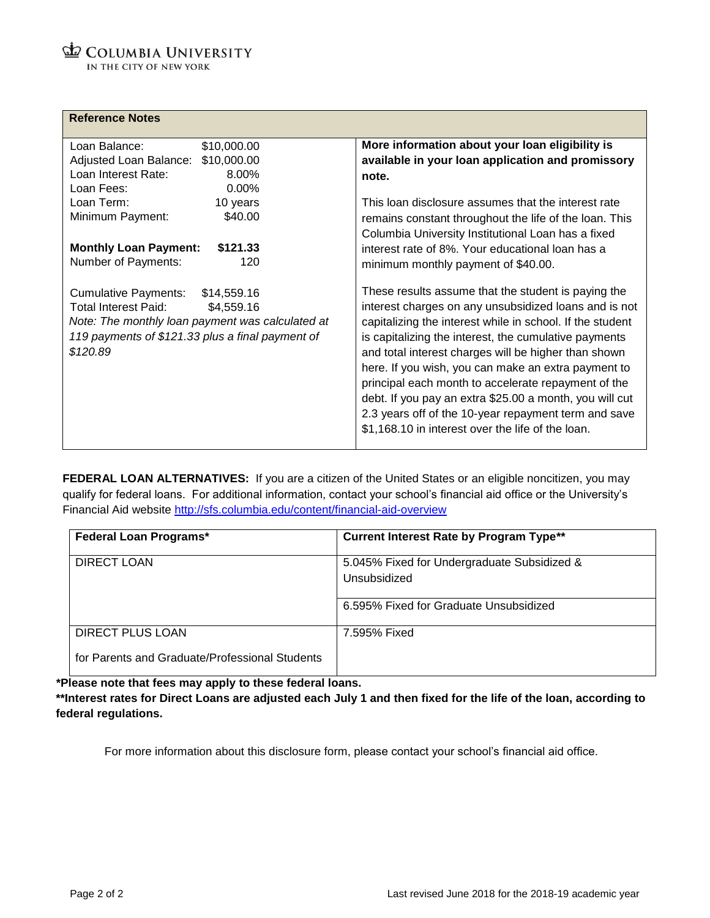## Reference Notes

| | |
|---|---|
| Loan Balance: $10,000.00<br>Adjusted Loan Balance: $10,000.00<br>Loan Interest Rate: 8.00%<br>Loan Fees: 0.00%<br>Loan Term: 10 years<br>Minimum Payment: $40.00<br><br>**Monthly Loan Payment: $121.33**<br>Number of Payments: 120<br><br>Cumulative Payments: $14,559.16<br>Total Interest Paid: $4,559.16<br>*Note: The monthly loan payment was calculated at 119 payments of $121.33 plus a final payment of $120.89* | **More information about your loan eligibility is available in your loan application and promissory note.**<br><br>This loan disclosure assumes that the interest rate remains constant throughout the life of the loan. This Columbia University Institutional Loan has a fixed interest rate of 8%. Your educational loan has a minimum monthly payment of $40.00.<br><br>These results assume that the student is paying the interest charges on any unsubsidized loans and is not capitalizing the interest while in school. If the student is capitalizing the interest, the cumulative payments and total interest charges will be higher than shown here. If you wish, you can make an extra payment to principal each month to accelerate repayment of the debt. If you pay an extra $25.00 a month, you will cut 2.3 years off of the 10-year repayment term and save $1,168.10 in interest over the life of the loan. |

**FEDERAL LOAN ALTERNATIVES:** If you are a citizen of the United States or an eligible noncitizen, you may qualify for federal loans. For additional information, contact your school's financial aid office or the University's Financial Aid website http://sfs.columbia.edu/content/financial-aid-overview

| Federal Loan Programs* | Current Interest Rate by Program Type** |
|---|---|
| DIRECT LOAN | 5.045% Fixed for Undergraduate Subsidized & Unsubsidized |
| | 6.595% Fixed for Graduate Unsubsidized |
| DIRECT PLUS LOAN<br>for Parents and Graduate/Professional Students | 7.595% Fixed |

**\*Please note that fees may apply to these federal loans.**

**\*\*Interest rates for Direct Loans are adjusted each July 1 and then fixed for the life of the loan, according to federal regulations.**

For more information about this disclosure form, please contact your school's financial aid office.

Last revised June 2018 for the 2018-19 academic year